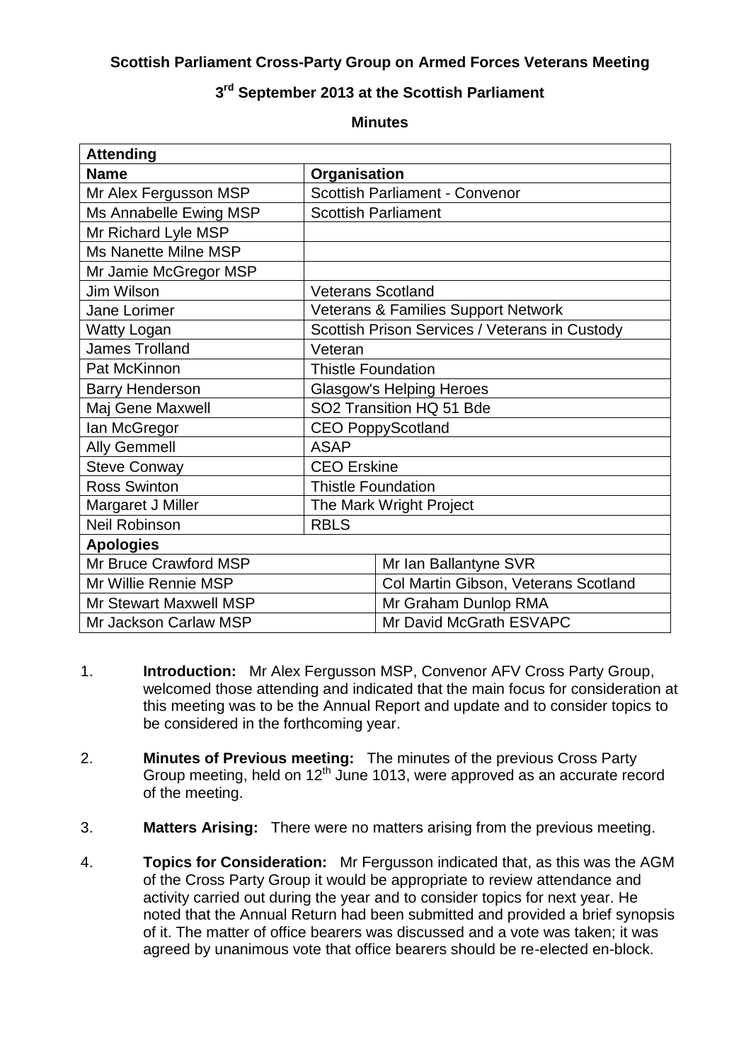**Scottish Parliament Cross-Party Group on Armed Forces Veterans Meeting**

**3rd September 2013 at the Scottish Parliament**

**Minutes**

| **Attending** | | |
|---|---|---|
| **Name** | **Organisation** | |
| Mr Alex Fergusson MSP | Scottish Parliament - Convenor | |
| Ms Annabelle Ewing MSP | Scottish Parliament | |
| Mr Richard Lyle MSP | | |
| Ms Nanette Milne MSP | | |
| Mr Jamie McGregor MSP | | |
| Jim Wilson | Veterans Scotland | |
| Jane Lorimer | Veterans & Families Support Network | |
| Watty Logan | Scottish Prison Services / Veterans in Custody | |
| James Trolland | Veteran | |
| Pat McKinnon | Thistle Foundation | |
| Barry Henderson | Glasgow's Helping Heroes | |
| Maj Gene Maxwell | SO2 Transition HQ 51 Bde | |
| Ian McGregor | CEO PoppyScotland | |
| Ally Gemmell | ASAP | |
| Steve Conway | CEO Erskine | |
| Ross Swinton | Thistle Foundation | |
| Margaret J Miller | The Mark Wright Project | |
| Neil Robinson | RBLS | |
| **Apologies** | | |
| Mr Bruce Crawford MSP | | Mr Ian Ballantyne SVR |
| Mr Willie Rennie MSP | | Col Martin Gibson, Veterans Scotland |
| Mr Stewart Maxwell MSP | | Mr Graham Dunlop RMA |
| Mr Jackson Carlaw MSP | | Mr David McGrath ESVAPC |

1. **Introduction:** Mr Alex Fergusson MSP, Convenor AFV Cross Party Group, welcomed those attending and indicated that the main focus for consideration at this meeting was to be the Annual Report and update and to consider topics to be considered in the forthcoming year.

2. **Minutes of Previous meeting:** The minutes of the previous Cross Party Group meeting, held on 12th June 1013, were approved as an accurate record of the meeting.

3. **Matters Arising:** There were no matters arising from the previous meeting.

4. **Topics for Consideration:** Mr Fergusson indicated that, as this was the AGM of the Cross Party Group it would be appropriate to review attendance and activity carried out during the year and to consider topics for next year. He noted that the Annual Return had been submitted and provided a brief synopsis of it. The matter of office bearers was discussed and a vote was taken; it was agreed by unanimous vote that office bearers should be re-elected en-block.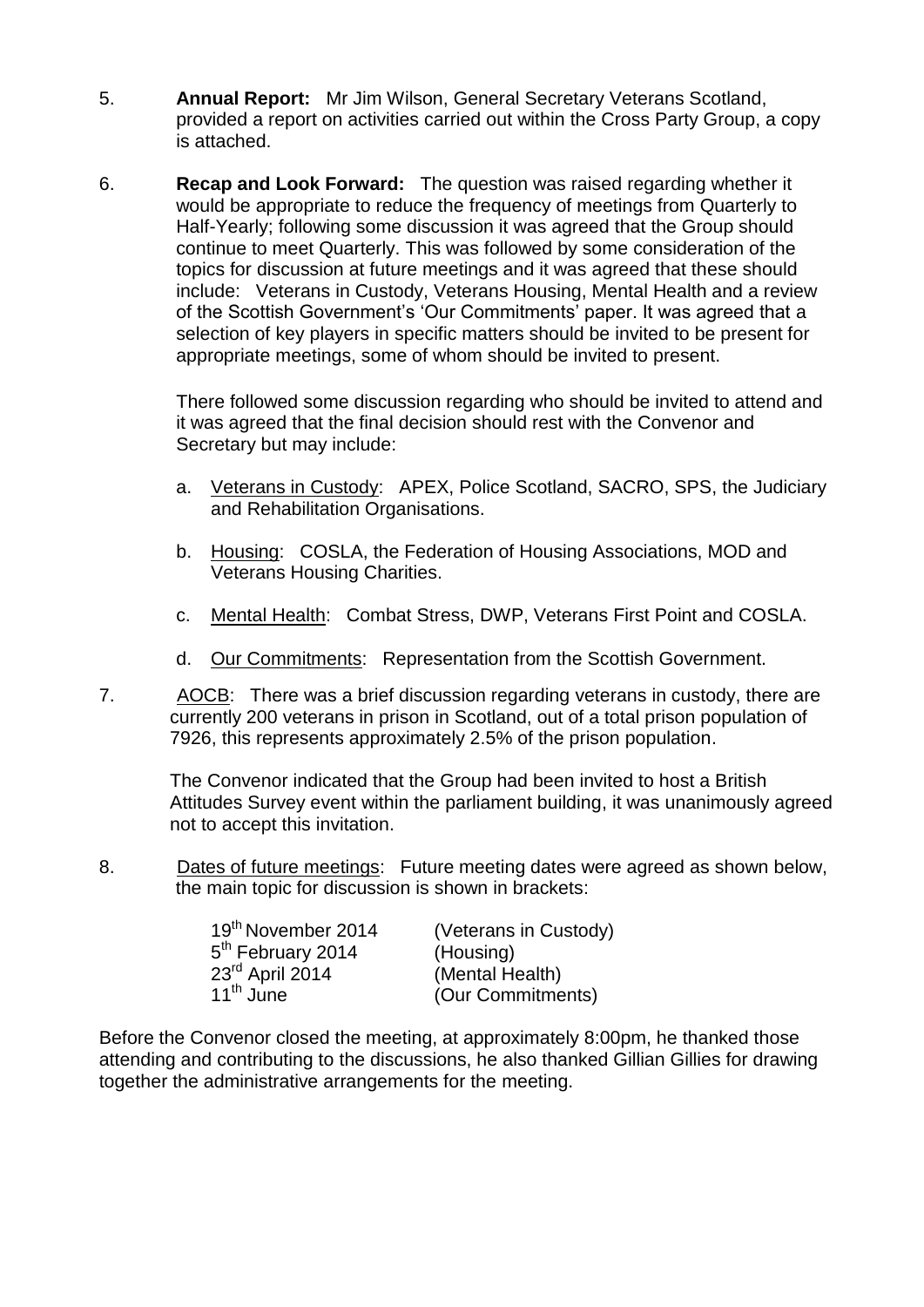5. **Annual Report:** Mr Jim Wilson, General Secretary Veterans Scotland, provided a report on activities carried out within the Cross Party Group, a copy is attached.

6. **Recap and Look Forward:** The question was raised regarding whether it would be appropriate to reduce the frequency of meetings from Quarterly to Half-Yearly; following some discussion it was agreed that the Group should continue to meet Quarterly. This was followed by some consideration of the topics for discussion at future meetings and it was agreed that these should include: Veterans in Custody, Veterans Housing, Mental Health and a review of the Scottish Government's 'Our Commitments' paper. It was agreed that a selection of key players in specific matters should be invited to be present for appropriate meetings, some of whom should be invited to present.

   There followed some discussion regarding who should be invited to attend and it was agreed that the final decision should rest with the Convenor and Secretary but may include:

   a. Veterans in Custody: APEX, Police Scotland, SACRO, SPS, the Judiciary and Rehabilitation Organisations.

   b. Housing: COSLA, the Federation of Housing Associations, MOD and Veterans Housing Charities.

   c. Mental Health: Combat Stress, DWP, Veterans First Point and COSLA.

   d. Our Commitments: Representation from the Scottish Government.

7. AOCB: There was a brief discussion regarding veterans in custody, there are currently 200 veterans in prison in Scotland, out of a total prison population of 7926, this represents approximately 2.5% of the prison population.

   The Convenor indicated that the Group had been invited to host a British Attitudes Survey event within the parliament building, it was unanimously agreed not to accept this invitation.

8. Dates of future meetings: Future meeting dates were agreed as shown below, the main topic for discussion is shown in brackets:

| | |
|---|---|
| 19th November 2014 | (Veterans in Custody) |
| 5th February 2014 | (Housing) |
| 23rd April 2014 | (Mental Health) |
| 11th June | (Our Commitments) |

Before the Convenor closed the meeting, at approximately 8:00pm, he thanked those attending and contributing to the discussions, he also thanked Gillian Gillies for drawing together the administrative arrangements for the meeting.